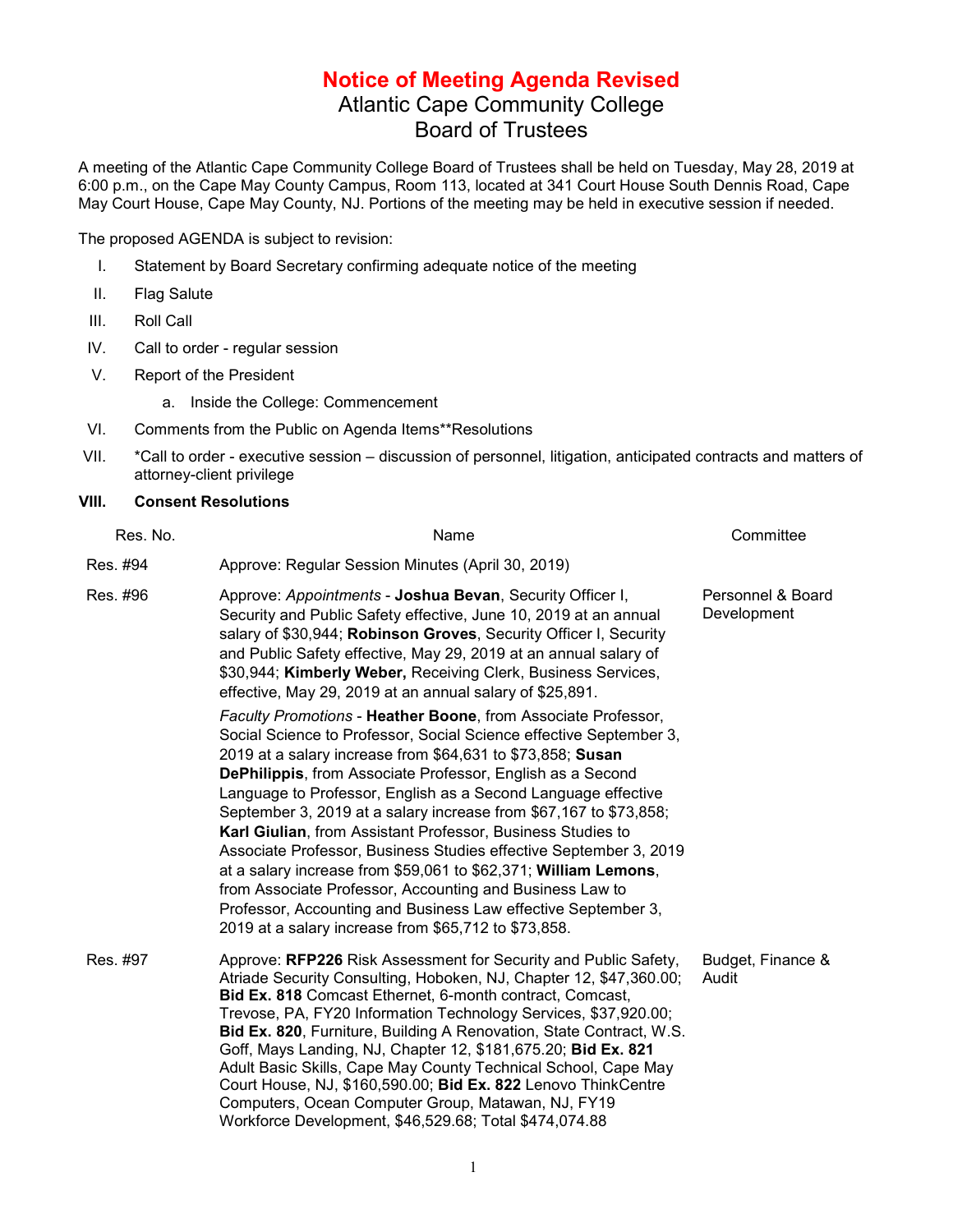# Notice of Meeting Agenda Revised

## Atlantic Cape Community College
## Board of Trustees

A meeting of the Atlantic Cape Community College Board of Trustees shall be held on Tuesday, May 28, 2019 at 6:00 p.m., on the Cape May County Campus, Room 113, located at 341 Court House South Dennis Road, Cape May Court House, Cape May County, NJ. Portions of the meeting may be held in executive session if needed.

The proposed AGENDA is subject to revision:

I. Statement by Board Secretary confirming adequate notice of the meeting

II. Flag Salute

III. Roll Call

IV. Call to order - regular session

V. Report of the President

a. Inside the College: Commencement

VI. Comments from the Public on Agenda Items**Resolutions

VII. *Call to order - executive session – discussion of personnel, litigation, anticipated contracts and matters of attorney-client privilege

**VIII. Consent Resolutions**

| Res. No. | Name | Committee |
|---|---|---|
| Res. #94 | Approve: Regular Session Minutes (April 30, 2019) | |
| Res. #96 | Approve: *Appointments* - **Joshua Bevan**, Security Officer I, Security and Public Safety effective, June 10, 2019 at an annual salary of $30,944; **Robinson Groves**, Security Officer I, Security and Public Safety effective, May 29, 2019 at an annual salary of $30,944; **Kimberly Weber,** Receiving Clerk, Business Services, effective, May 29, 2019 at an annual salary of $25,891.<br><br>*Faculty Promotions* - **Heather Boone**, from Associate Professor, Social Science to Professor, Social Science effective September 3, 2019 at a salary increase from $64,631 to $73,858; **Susan DePhilippis**, from Associate Professor, English as a Second Language to Professor, English as a Second Language effective September 3, 2019 at a salary increase from $67,167 to $73,858; **Karl Giulian**, from Assistant Professor, Business Studies to Associate Professor, Business Studies effective September 3, 2019 at a salary increase from $59,061 to $62,371; **William Lemons**, from Associate Professor, Accounting and Business Law to Professor, Accounting and Business Law effective September 3, 2019 at a salary increase from $65,712 to $73,858. | Personnel & Board Development |
| Res. #97 | Approve: **RFP226** Risk Assessment for Security and Public Safety, Atriade Security Consulting, Hoboken, NJ, Chapter 12, $47,360.00; **Bid Ex. 818** Comcast Ethernet, 6-month contract, Comcast, Trevose, PA, FY20 Information Technology Services, $37,920.00; **Bid Ex. 820**, Furniture, Building A Renovation, State Contract, W.S. Goff, Mays Landing, NJ, Chapter 12, $181,675.20; **Bid Ex. 821** Adult Basic Skills, Cape May County Technical School, Cape May Court House, NJ, $160,590.00; **Bid Ex. 822** Lenovo ThinkCentre Computers, Ocean Computer Group, Matawan, NJ, FY19 Workforce Development, $46,529.68; Total $474,074.88 | Budget, Finance & Audit |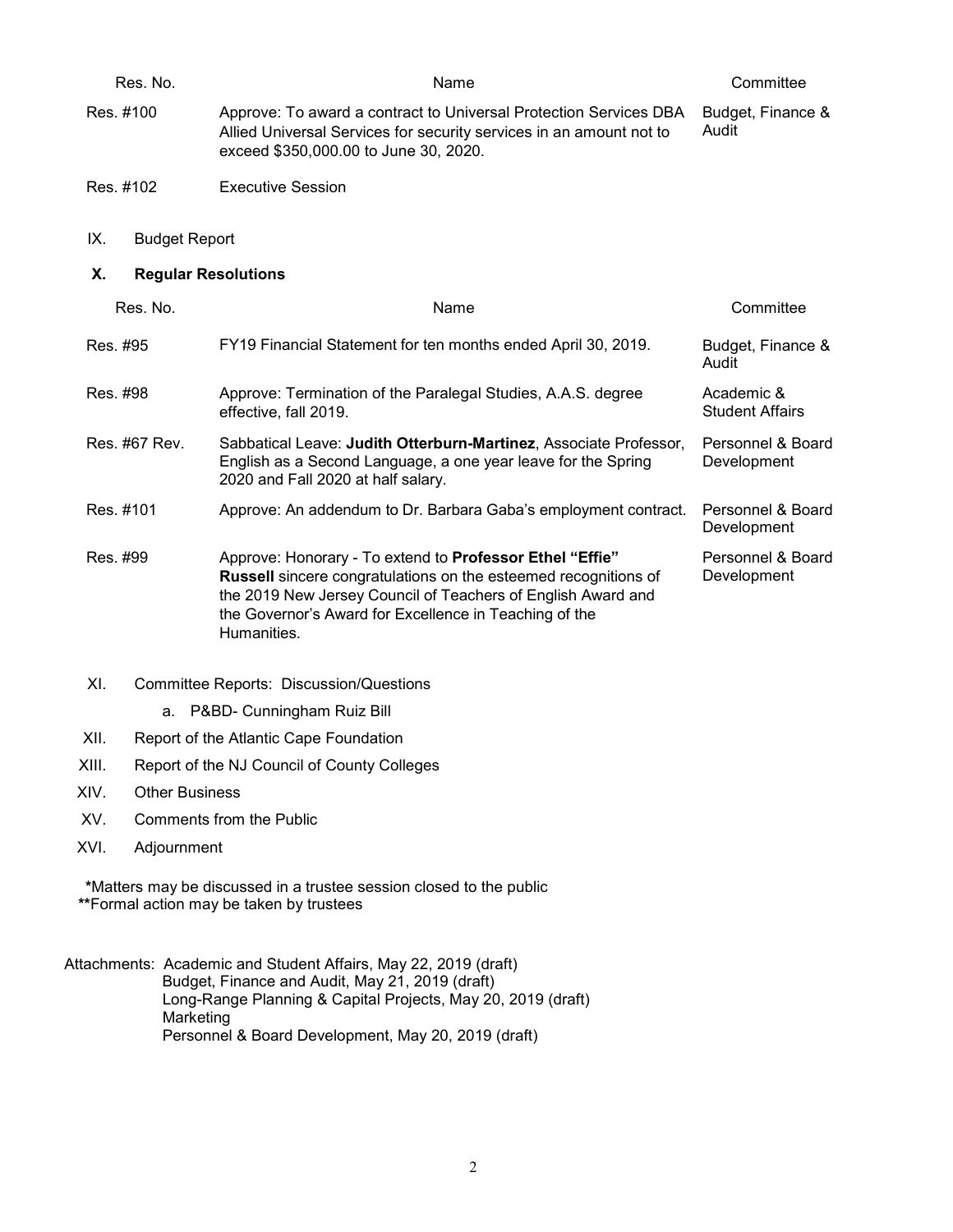| Res. No. | Name | Committee |
|---|---|---|
| Res. #100 | Approve: To award a contract to Universal Protection Services DBA Allied Universal Services for security services in an amount not to exceed $350,000.00 to June 30, 2020. | Budget, Finance & Audit |
| Res. #102 | Executive Session | |

IX. Budget Report

**X. Regular Resolutions**

| Res. No. | Name | Committee |
|---|---|---|
| Res. #95 | FY19 Financial Statement for ten months ended April 30, 2019. | Budget, Finance & Audit |
| Res. #98 | Approve: Termination of the Paralegal Studies, A.A.S. degree effective, fall 2019. | Academic & Student Affairs |
| Res. #67 Rev. | Sabbatical Leave: **Judith Otterburn-Martinez**, Associate Professor, English as a Second Language, a one year leave for the Spring 2020 and Fall 2020 at half salary. | Personnel & Board Development |
| Res. #101 | Approve: An addendum to Dr. Barbara Gaba's employment contract. | Personnel & Board Development |
| Res. #99 | Approve: Honorary - To extend to **Professor Ethel "Effie" Russell** sincere congratulations on the esteemed recognitions of the 2019 New Jersey Council of Teachers of English Award and the Governor's Award for Excellence in Teaching of the Humanities. | Personnel & Board Development |

XI. Committee Reports: Discussion/Questions

   a. P&BD- Cunningham Ruiz Bill

XII. Report of the Atlantic Cape Foundation

XIII. Report of the NJ Council of County Colleges

XIV. Other Business

XV. Comments from the Public

XVI. Adjournment

**\***Matters may be discussed in a trustee session closed to the public
**\*\***Formal action may be taken by trustees

Attachments: Academic and Student Affairs, May 22, 2019 (draft)
Budget, Finance and Audit, May 21, 2019 (draft)
Long-Range Planning & Capital Projects, May 20, 2019 (draft)
Marketing
Personnel & Board Development, May 20, 2019 (draft)